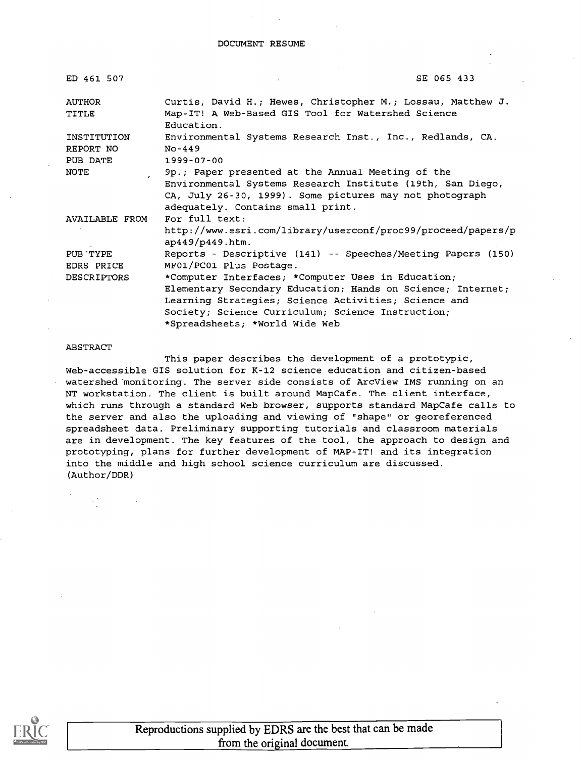DOCUMENT RESUME

ED 461 507 SE 065 433

| | |
|---|---|
| AUTHOR | Curtis, David H.; Hewes, Christopher M.; Lossau, Matthew J. |
| TITLE | Map-IT! A Web-Based GIS Tool for Watershed Science Education. |
| INSTITUTION | Environmental Systems Research Inst., Inc., Redlands, CA. |
| REPORT NO | No-449 |
| PUB DATE | 1999-07-00 |
| NOTE | 9p.; Paper presented at the Annual Meeting of the Environmental Systems Research Institute (19th, San Diego, CA, July 26-30, 1999). Some pictures may not photograph adequately. Contains small print. |
| AVAILABLE FROM | For full text: http://www.esri.com/library/userconf/proc99/proceed/papers/pap449/p449.htm. |
| PUB TYPE | Reports - Descriptive (141) -- Speeches/Meeting Papers (150) |
| EDRS PRICE | MF01/PC01 Plus Postage. |
| DESCRIPTORS | *Computer Interfaces; *Computer Uses in Education; Elementary Secondary Education; Hands on Science; Internet; Learning Strategies; Science Activities; Science and Society; Science Curriculum; Science Instruction; *Spreadsheets; *World Wide Web |

ABSTRACT

This paper describes the development of a prototypic, Web-accessible GIS solution for K-12 science education and citizen-based watershed monitoring. The server side consists of ArcView IMS running on an NT workstation. The client is built around MapCafe. The client interface, which runs through a standard Web browser, supports standard MapCafe calls to the server and also the uploading and viewing of "shape" or georeferenced spreadsheet data. Preliminary supporting tutorials and classroom materials are in development. The key features of the tool, the approach to design and prototyping, plans for further development of MAP-IT! and its integration into the middle and high school science curriculum are discussed. (Author/DDR)

Reproductions supplied by EDRS are the best that can be made from the original document.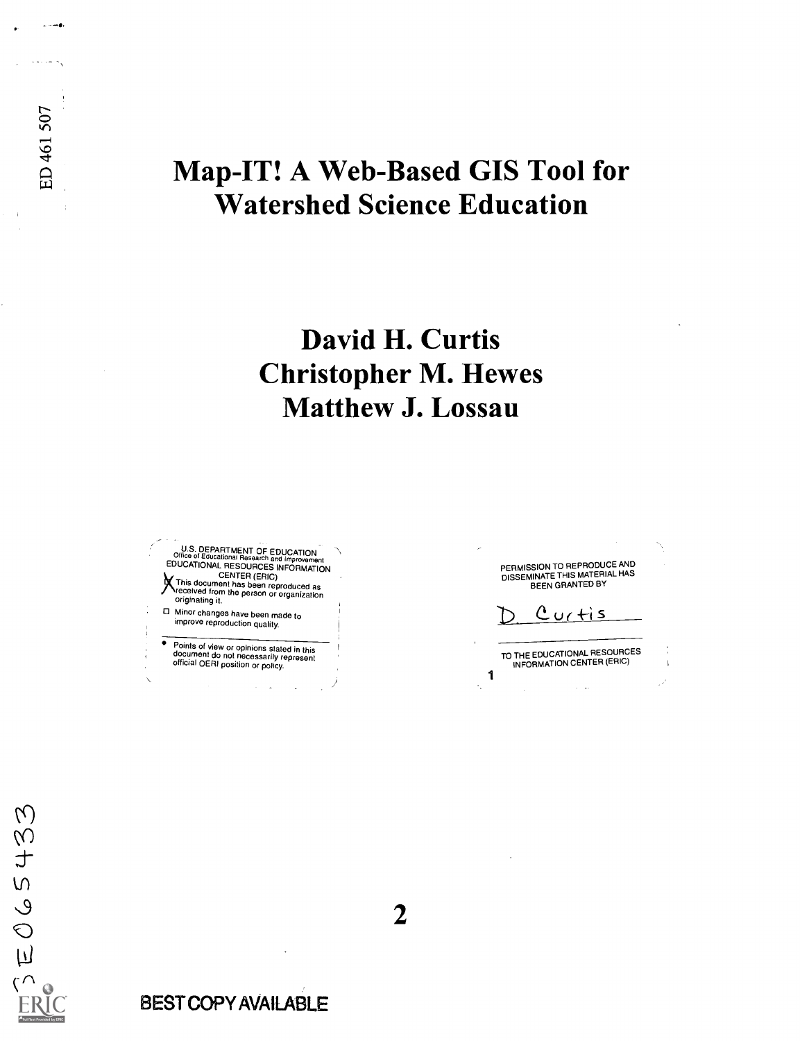# Map-IT! A Web-Based GIS Tool for Watershed Science Education

## David H. Curtis
## Christopher M. Hewes
## Matthew J. Lossau

U.S. DEPARTMENT OF EDUCATION
Office of Educational Research and Improvement
EDUCATIONAL RESOURCES INFORMATION CENTER (ERIC)

- [x] This document has been reproduced as received from the person or organization originating it.
- [ ] Minor changes have been made to improve reproduction quality.

- Points of view or opinions stated in this document do not necessarily represent official OERI position or policy.

PERMISSION TO REPRODUCE AND DISSEMINATE THIS MATERIAL HAS BEEN GRANTED BY

D. Curtis

TO THE EDUCATIONAL RESOURCES INFORMATION CENTER (ERIC)

BEST COPY AVAILABLE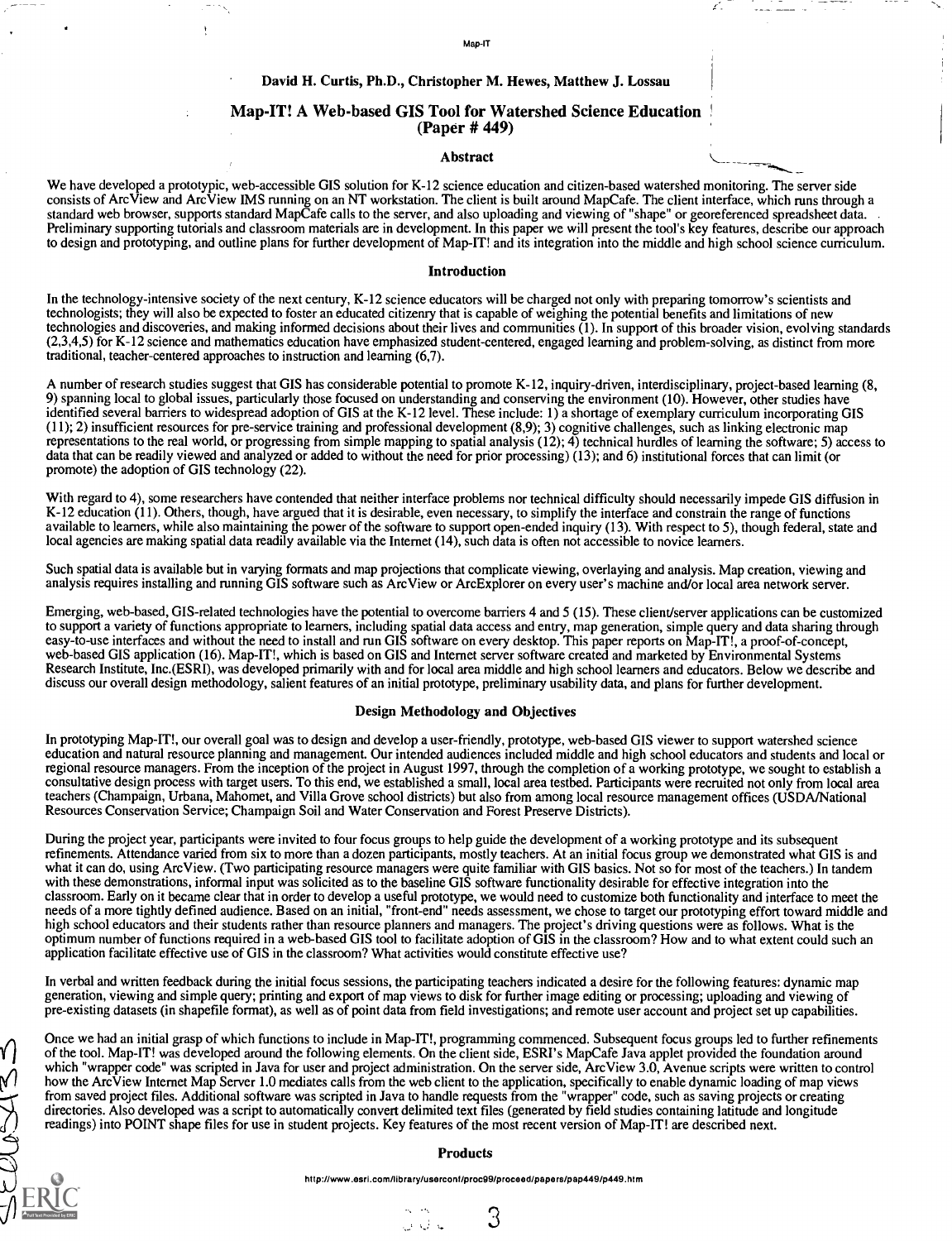David H. Curtis, Ph.D., Christopher M. Hewes, Matthew J. Lossau

# Map-IT! A Web-based GIS Tool for Watershed Science Education (Paper # 449)

## Abstract

We have developed a prototypic, web-accessible GIS solution for K-12 science education and citizen-based watershed monitoring. The server side consists of ArcView and ArcView IMS running on an NT workstation. The client is built around MapCafe. The client interface, which runs through a standard web browser, supports standard MapCafe calls to the server, and also uploading and viewing of "shape" or georeferenced spreadsheet data. Preliminary supporting tutorials and classroom materials are in development. In this paper we will present the tool's key features, describe our approach to design and prototyping, and outline plans for further development of Map-IT! and its integration into the middle and high school science curriculum.

## Introduction

In the technology-intensive society of the next century, K-12 science educators will be charged not only with preparing tomorrow's scientists and technologists; they will also be expected to foster an educated citizenry that is capable of weighing the potential benefits and limitations of new technologies and discoveries, and making informed decisions about their lives and communities (1). In support of this broader vision, evolving standards (2,3,4,5) for K-12 science and mathematics education have emphasized student-centered, engaged learning and problem-solving, as distinct from more traditional, teacher-centered approaches to instruction and learning (6,7).

A number of research studies suggest that GIS has considerable potential to promote K-12, inquiry-driven, interdisciplinary, project-based learning (8, 9) spanning local to global issues, particularly those focused on understanding and conserving the environment (10). However, other studies have identified several barriers to widespread adoption of GIS at the K-12 level. These include: 1) a shortage of exemplary curriculum incorporating GIS (11); 2) insufficient resources for pre-service training and professional development (8,9); 3) cognitive challenges, such as linking electronic map representations to the real world, or progressing from simple mapping to spatial analysis (12); 4) technical hurdles of learning the software; 5) access to data that can be readily viewed and analyzed or added to without the need for prior processing) (13); and 6) institutional forces that can limit (or promote) the adoption of GIS technology (22).

With regard to 4), some researchers have contended that neither interface problems nor technical difficulty should necessarily impede GIS diffusion in K-12 education (11). Others, though, have argued that it is desirable, even necessary, to simplify the interface and constrain the range of functions available to learners, while also maintaining the power of the software to support open-ended inquiry (13). With respect to 5), though federal, state and local agencies are making spatial data readily available via the Internet (14), such data is often not accessible to novice learners.

Such spatial data is available but in varying formats and map projections that complicate viewing, overlaying and analysis. Map creation, viewing and analysis requires installing and running GIS software such as ArcView or ArcExplorer on every user's machine and/or local area network server.

Emerging, web-based, GIS-related technologies have the potential to overcome barriers 4 and 5 (15). These client/server applications can be customized to support a variety of functions appropriate to learners, including spatial data access and entry, map generation, simple query and data sharing through easy-to-use interfaces and without the need to install and run GIS software on every desktop. This paper reports on Map-IT!, a proof-of-concept, web-based GIS application (16). Map-IT!, which is based on GIS and Internet server software created and marketed by Environmental Systems Research Institute, Inc.(ESRI), was developed primarily with and for local area middle and high school learners and educators. Below we describe and discuss our overall design methodology, salient features of an initial prototype, preliminary usability data, and plans for further development.

## Design Methodology and Objectives

In prototyping Map-IT!, our overall goal was to design and develop a user-friendly, prototype, web-based GIS viewer to support watershed science education and natural resource planning and management. Our intended audiences included middle and high school educators and students and local or regional resource managers. From the inception of the project in August 1997, through the completion of a working prototype, we sought to establish a consultative design process with target users. To this end, we established a small, local area testbed. Participants were recruited not only from local area teachers (Champaign, Urbana, Mahomet, and Villa Grove school districts) but also from among local resource management offices (USDA/National Resources Conservation Service; Champaign Soil and Water Conservation and Forest Preserve Districts).

During the project year, participants were invited to four focus groups to help guide the development of a working prototype and its subsequent refinements. Attendance varied from six to more than a dozen participants, mostly teachers. At an initial focus group we demonstrated what GIS is and what it can do, using ArcView. (Two participating resource managers were quite familiar with GIS basics. Not so for most of the teachers.) In tandem with these demonstrations, informal input was solicited as to the baseline GIS software functionality desirable for effective integration into the classroom. Early on it became clear that in order to develop a useful prototype, we would need to customize both functionality and interface to meet the needs of a more tightly defined audience. Based on an initial, "front-end" needs assessment, we chose to target our prototyping effort toward middle and high school educators and their students rather than resource planners and managers. The project's driving questions were as follows. What is the optimum number of functions required in a web-based GIS tool to facilitate adoption of GIS in the classroom? How and to what extent could such an application facilitate effective use of GIS in the classroom? What activities would constitute effective use?

In verbal and written feedback during the initial focus sessions, the participating teachers indicated a desire for the following features: dynamic map generation, viewing and simple query; printing and export of map views to disk for further image editing or processing; uploading and viewing of pre-existing datasets (in shapefile format), as well as of point data from field investigations; and remote user account and project set up capabilities.

Once we had an initial grasp of which functions to include in Map-IT!, programming commenced. Subsequent focus groups led to further refinements of the tool. Map-IT! was developed around the following elements. On the client side, ESRI's MapCafe Java applet provided the foundation around which "wrapper code" was scripted in Java for user and project administration. On the server side, ArcView 3.0, Avenue scripts were written to control how the ArcView Internet Map Server 1.0 mediates calls from the web client to the application, specifically to enable dynamic loading of map views from saved project files. Additional software was scripted in Java to handle requests from the "wrapper" code, such as saving projects or creating directories. Also developed was a script to automatically convert delimited text files (generated by field studies containing latitude and longitude readings) into POINT shape files for use in student projects. Key features of the most recent version of Map-IT! are described next.

## Products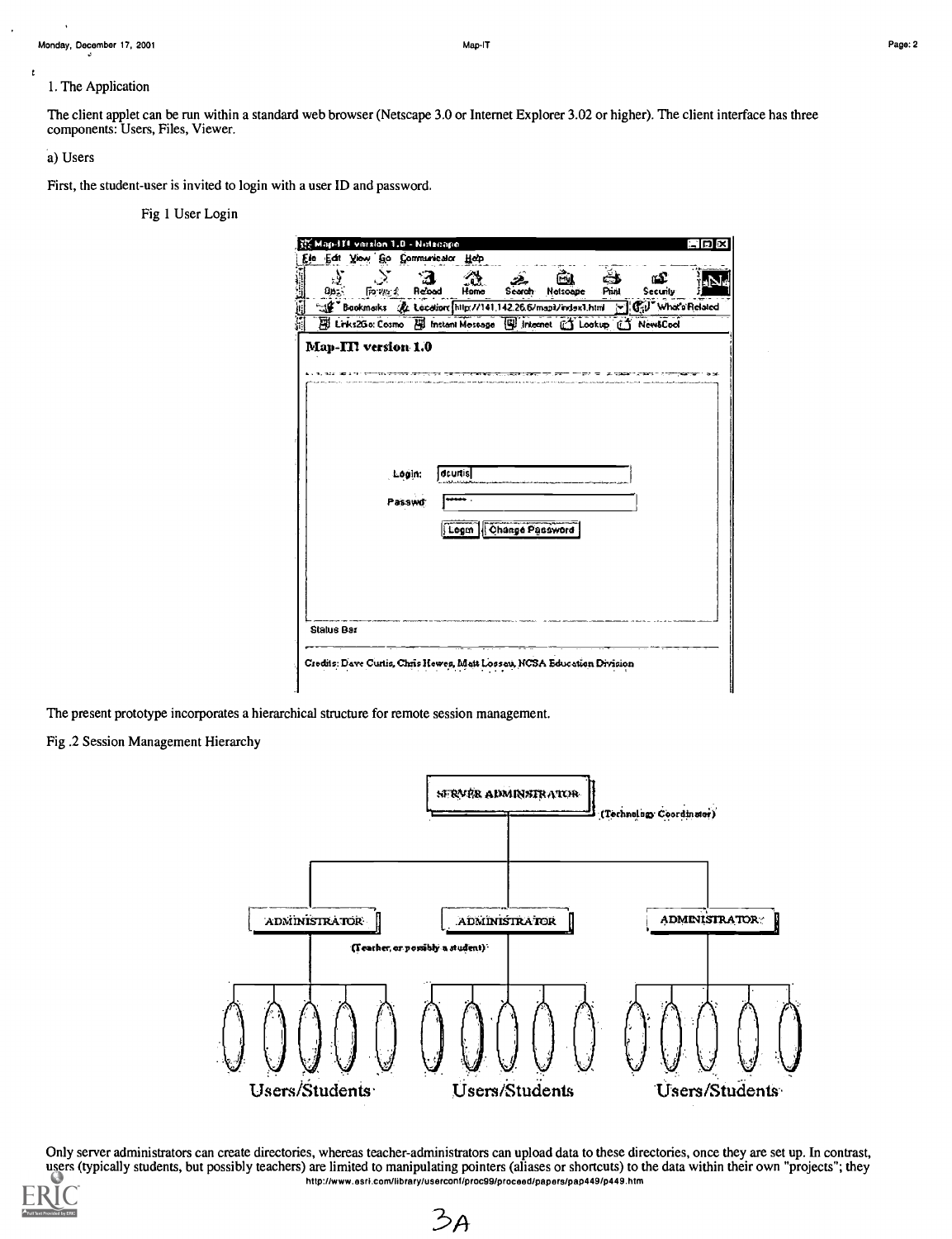1. The Application

The client applet can be run within a standard web browser (Netscape 3.0 or Internet Explorer 3.02 or higher). The client interface has three components: Users, Files, Viewer.

a) Users

First, the student-user is invited to login with a user ID and password.

Fig 1 User Login

The present prototype incorporates a hierarchical structure for remote session management.

Fig .2 Session Management Hierarchy

Only server administrators can create directories, whereas teacher-administrators can upload data to these directories, once they are set up. In contrast, users (typically students, but possibly teachers) are limited to manipulating pointers (aliases or shortcuts) to the data within their own "projects"; they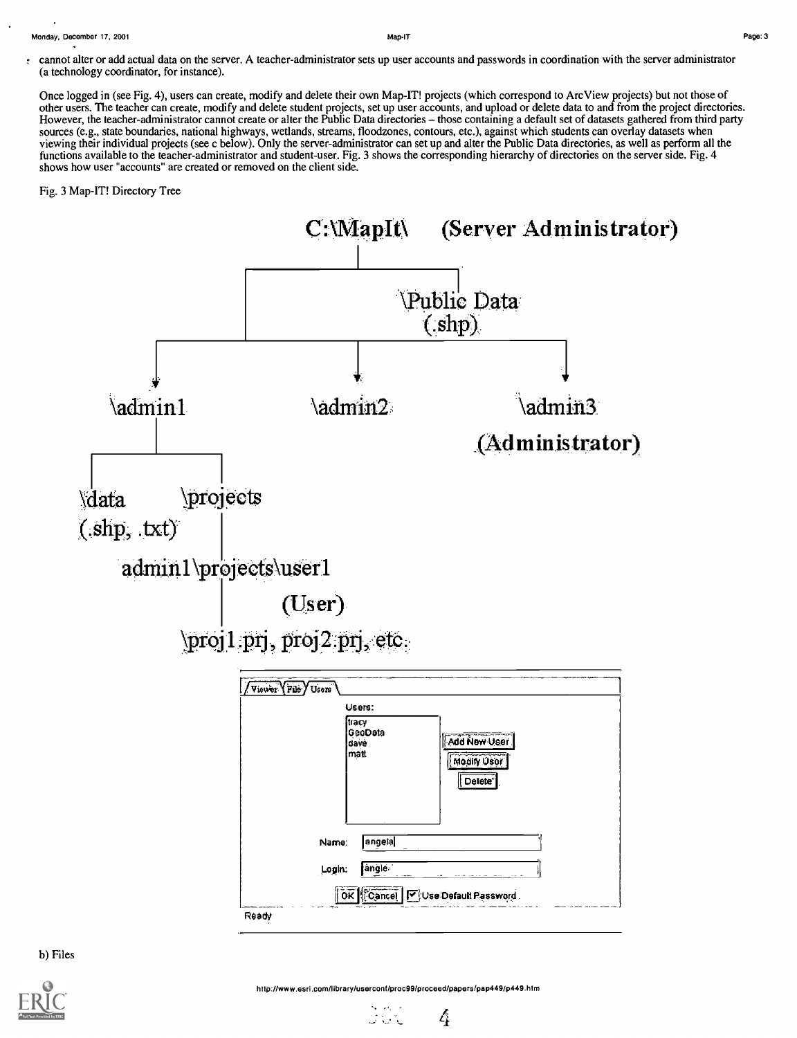cannot alter or add actual data on the server. A teacher-administrator sets up user accounts and passwords in coordination with the server administrator (a technology coordinator, for instance).

Once logged in (see Fig. 4), users can create, modify and delete their own Map-IT! projects (which correspond to ArcView projects) but not those of other users. The teacher can create, modify and delete student projects, set up user accounts, and upload or delete data to and from the project directories. However, the teacher-administrator cannot create or alter the Public Data directories – those containing a default set of datasets gathered from third party sources (e.g., state boundaries, national highways, wetlands, streams, floodzones, contours, etc.), against which students can overlay datasets when viewing their individual projects (see c below). Only the server-administrator can set up and alter the Public Data directories, as well as perform all the functions available to the teacher-administrator and student-user. Fig. 3 shows the corresponding hierarchy of directories on the server side. Fig. 4 shows how user "accounts" are created or removed on the client side.

Fig. 3 Map-IT! Directory Tree

```
C:\MapIt\    (Server Administrator)
    |
    +-- \Public Data (.shp)
    |
    +-- \admin1
    |     +-- \data (.shp, .txt)
    |     +-- \projects
    |           |
    |           admin1\projects\user1 (User)
    |                 |
    |                 \proj1.prj, proj2.prj, etc.
    |
    +-- \admin2
    |
    +-- \admin3 (Administrator)
```

Viewer | File | Users

Users:
tracy
GeoData
dave
matt

Add New User
Modify User
Delete

Name: angela

Login: angie

OK | Cancel | ☑ Use Default Password

Ready

b) Files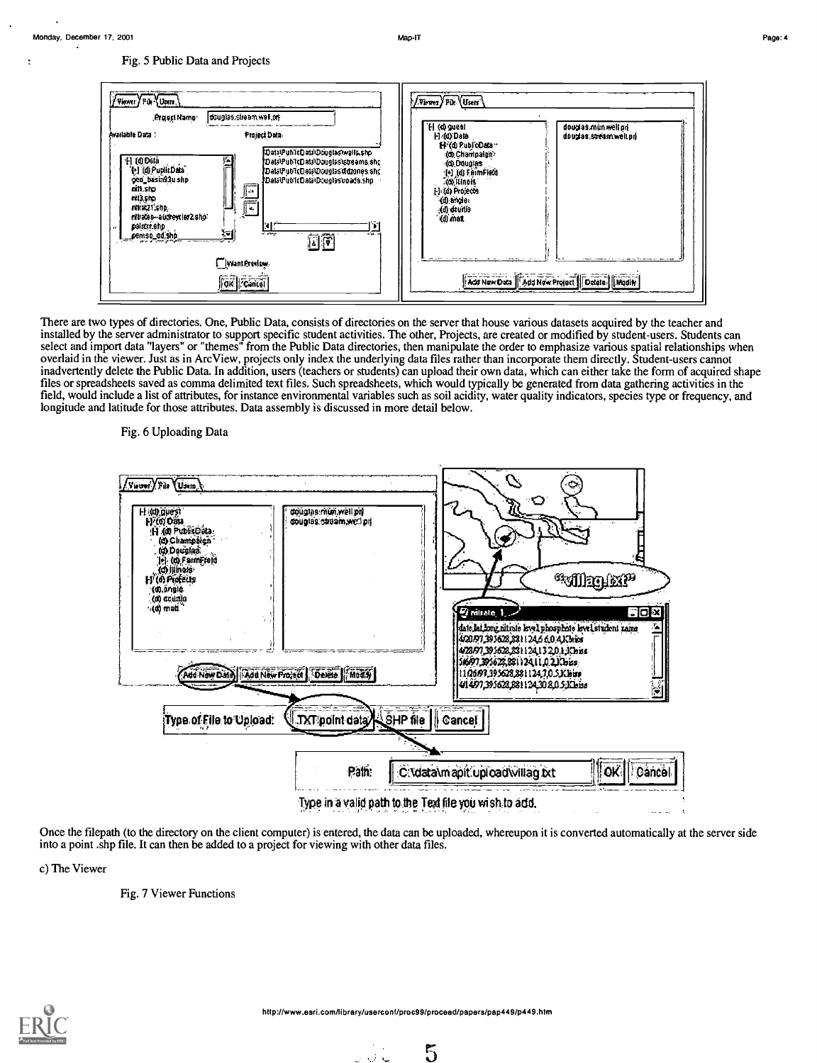Fig. 5 Public Data and Projects

There are two types of directories. One, Public Data, consists of directories on the server that house various datasets acquired by the teacher and installed by the server administrator to support specific student activities. The other, Projects, are created or modified by student-users. Students can select and import data "layers" or "themes" from the Public Data directories, then manipulate the order to emphasize various spatial relationships when overlaid in the viewer. Just as in ArcView, projects only index the underlying data files rather than incorporate them directly. Student-users cannot inadvertently delete the Public Data. In addition, users (teachers or students) can upload their own data, which can either take the form of acquired shape files or spreadsheets saved as comma delimited text files. Such spreadsheets, which would typically be generated from data gathering activities in the field, would include a list of attributes, for instance environmental variables such as soil acidity, water quality indicators, species type or frequency, and longitude and latitude for those attributes. Data assembly is discussed in more detail below.

Fig. 6 Uploading Data

Once the filepath (to the directory on the client computer) is entered, the data can be uploaded, whereupon it is converted automatically at the server side into a point .shp file. It can then be added to a project for viewing with other data files.

c) The Viewer

Fig. 7 Viewer Functions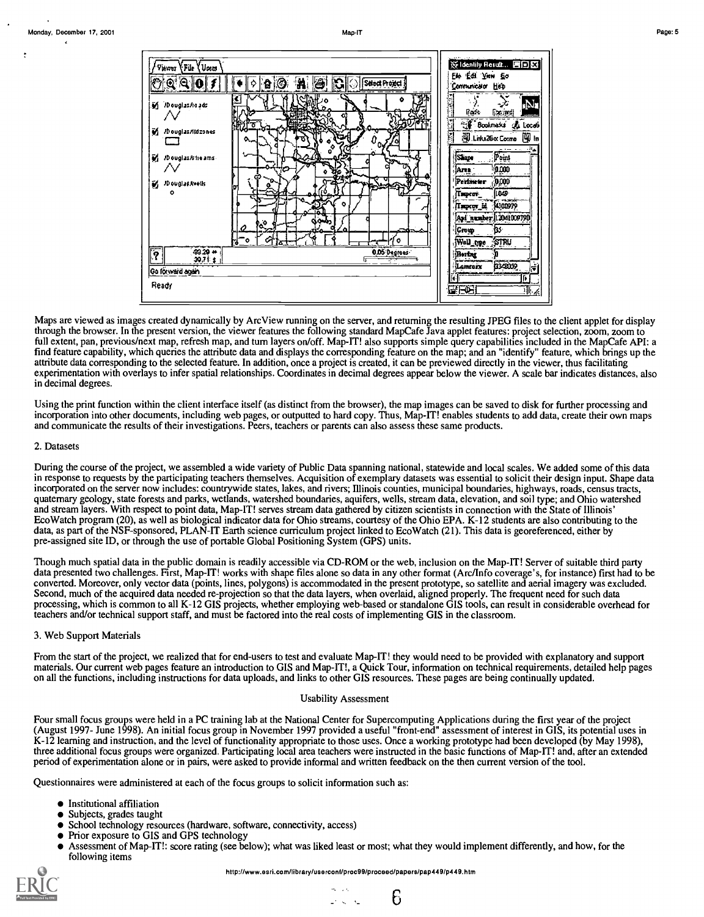Maps are viewed as images created dynamically by ArcView running on the server, and returning the resulting JPEG files to the client applet for display through the browser. In the present version, the viewer features the following standard MapCafe Java applet features: project selection, zoom, zoom to full extent, pan, previous/next map, refresh map, and turn layers on/off. Map-IT! also supports simple query capabilities included in the MapCafe API: a find feature capability, which queries the attribute data and displays the corresponding feature on the map; and an "identify" feature, which brings up the attribute data corresponding to the selected feature. In addition, once a project is created, it can be previewed directly in the viewer, thus facilitating experimentation with overlays to infer spatial relationships. Coordinates in decimal degrees appear below the viewer. A scale bar indicates distances, also in decimal degrees.

Using the print function within the client interface itself (as distinct from the browser), the map images can be saved to disk for further processing and incorporation into other documents, including web pages, or outputted to hard copy. Thus, Map-IT! enables students to add data, create their own maps and communicate the results of their investigations. Peers, teachers or parents can also assess these same products.

2. Datasets

During the course of the project, we assembled a wide variety of Public Data spanning national, statewide and local scales. We added some of this data in response to requests by the participating teachers themselves. Acquisition of exemplary datasets was essential to solicit their design input. Shape data incorporated on the server now includes: countrywide states, lakes, and rivers; Illinois counties, municipal boundaries, highways, roads, census tracts, quaternary geology, state forests and parks, wetlands, watershed boundaries, aquifers, wells, stream data, elevation, and soil type; and Ohio watershed and stream layers. With respect to point data, Map-IT! serves stream data gathered by citizen scientists in connection with the State of Illinois' EcoWatch program (20), as well as biological indicator data for Ohio streams, courtesy of the Ohio EPA. K-12 students are also contributing to the data, as part of the NSF-sponsored, PLAN-IT Earth science curriculum project linked to EcoWatch (21). This data is georeferenced, either by pre-assigned site ID, or through the use of portable Global Positioning System (GPS) units.

Though much spatial data in the public domain is readily accessible via CD-ROM or the web, inclusion on the Map-IT! Server of suitable third party data presented two challenges. First, Map-IT! works with shape files alone so data in any other format (Arc/Info coverage's, for instance) first had to be converted. Moreover, only vector data (points, lines, polygons) is accommodated in the present prototype, so satellite and aerial imagery was excluded. Second, much of the acquired data needed re-projection so that the data layers, when overlaid, aligned properly. The frequent need for such data processing, which is common to all K-12 GIS projects, whether employing web-based or standalone GIS tools, can result in considerable overhead for teachers and/or technical support staff, and must be factored into the real costs of implementing GIS in the classroom.

3. Web Support Materials

From the start of the project, we realized that for end-users to test and evaluate Map-IT! they would need to be provided with explanatory and support materials. Our current web pages feature an introduction to GIS and Map-IT!, a Quick Tour, information on technical requirements, detailed help pages on all the functions, including instructions for data uploads, and links to other GIS resources. These pages are being continually updated.

## Usability Assessment

Four small focus groups were held in a PC training lab at the National Center for Supercomputing Applications during the first year of the project (August 1997- June 1998). An initial focus group in November 1997 provided a useful "front-end" assessment of interest in GIS, its potential uses in K-12 learning and instruction, and the level of functionality appropriate to those uses. Once a working prototype had been developed (by May 1998), three additional focus groups were organized. Participating local area teachers were instructed in the basic functions of Map-IT! and, after an extended period of experimentation alone or in pairs, were asked to provide informal and written feedback on the then current version of the tool.

Questionnaires were administered at each of the focus groups to solicit information such as:

- Institutional affiliation
- Subjects, grades taught
- School technology resources (hardware, software, connectivity, access)
- Prior exposure to GIS and GPS technology
- Assessment of Map-IT!: score rating (see below); what was liked least or most; what they would implement differently, and how, for the following items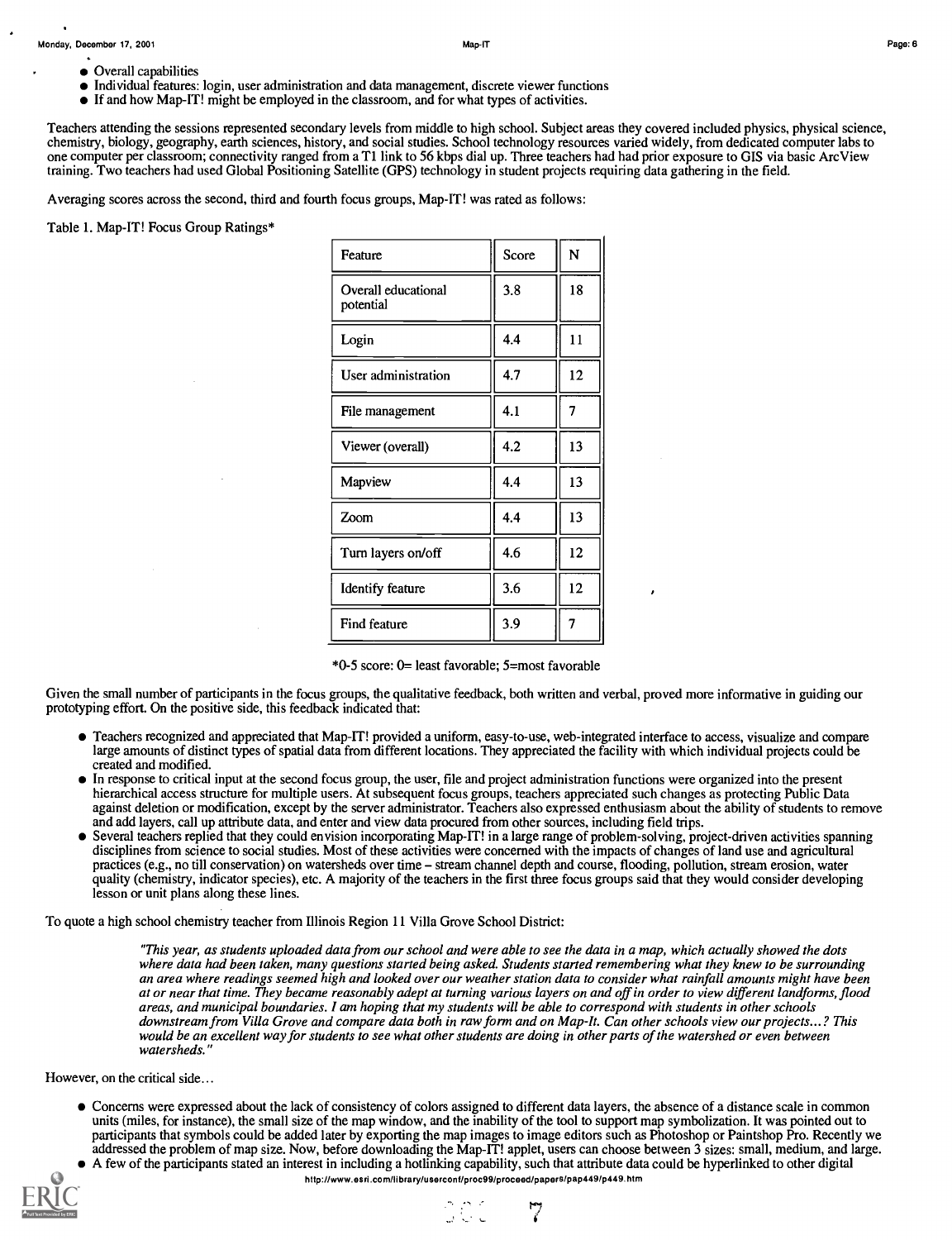- Overall capabilities
- Individual features: login, user administration and data management, discrete viewer functions
- If and how Map-IT! might be employed in the classroom, and for what types of activities.

Teachers attending the sessions represented secondary levels from middle to high school. Subject areas they covered included physics, physical science, chemistry, biology, geography, earth sciences, history, and social studies. School technology resources varied widely, from dedicated computer labs to one computer per classroom; connectivity ranged from a T1 link to 56 kbps dial up. Three teachers had had prior exposure to GIS via basic ArcView training. Two teachers had used Global Positioning Satellite (GPS) technology in student projects requiring data gathering in the field.

Averaging scores across the second, third and fourth focus groups, Map-IT! was rated as follows:

Table 1. Map-IT! Focus Group Ratings*

| Feature | Score | N |
|---|---|---|
| Overall educational potential | 3.8 | 18 |
| Login | 4.4 | 11 |
| User administration | 4.7 | 12 |
| File management | 4.1 | 7 |
| Viewer (overall) | 4.2 | 13 |
| Mapview | 4.4 | 13 |
| Zoom | 4.4 | 13 |
| Turn layers on/off | 4.6 | 12 |
| Identify feature | 3.6 | 12 |
| Find feature | 3.9 | 7 |

*0-5 score: 0= least favorable; 5=most favorable

Given the small number of participants in the focus groups, the qualitative feedback, both written and verbal, proved more informative in guiding our prototyping effort. On the positive side, this feedback indicated that:

- Teachers recognized and appreciated that Map-IT! provided a uniform, easy-to-use, web-integrated interface to access, visualize and compare large amounts of distinct types of spatial data from different locations. They appreciated the facility with which individual projects could be created and modified.
- In response to critical input at the second focus group, the user, file and project administration functions were organized into the present hierarchical access structure for multiple users. At subsequent focus groups, teachers appreciated such changes as protecting Public Data against deletion or modification, except by the server administrator. Teachers also expressed enthusiasm about the ability of students to remove and add layers, call up attribute data, and enter and view data procured from other sources, including field trips.
- Several teachers replied that they could envision incorporating Map-IT! in a large range of problem-solving, project-driven activities spanning disciplines from science to social studies. Most of these activities were concerned with the impacts of changes of land use and agricultural practices (e.g., no till conservation) on watersheds over time – stream channel depth and course, flooding, pollution, stream erosion, water quality (chemistry, indicator species), etc. A majority of the teachers in the first three focus groups said that they would consider developing lesson or unit plans along these lines.

To quote a high school chemistry teacher from Illinois Region 11 Villa Grove School District:

> *"This year, as students uploaded data from our school and were able to see the data in a map, which actually showed the dots where data had been taken, many questions started being asked. Students started remembering what they knew to be surrounding an area where readings seemed high and looked over our weather station data to consider what rainfall amounts might have been at or near that time. They became reasonably adept at turning various layers on and off in order to view different landforms, flood areas, and municipal boundaries. I am hoping that my students will be able to correspond with students in other schools downstream from Villa Grove and compare data both in raw form and on Map-It. Can other schools view our projects...? This would be an excellent way for students to see what other students are doing in other parts of the watershed or even between watersheds."*

However, on the critical side...

- Concerns were expressed about the lack of consistency of colors assigned to different data layers, the absence of a distance scale in common units (miles, for instance), the small size of the map window, and the inability of the tool to support map symbolization. It was pointed out to participants that symbols could be added later by exporting the map images to image editors such as Photoshop or Paintshop Pro. Recently we addressed the problem of map size. Now, before downloading the Map-IT! applet, users can choose between 3 sizes: small, medium, and large.
- A few of the participants stated an interest in including a hotlinking capability, such that attribute data could be hyperlinked to other digital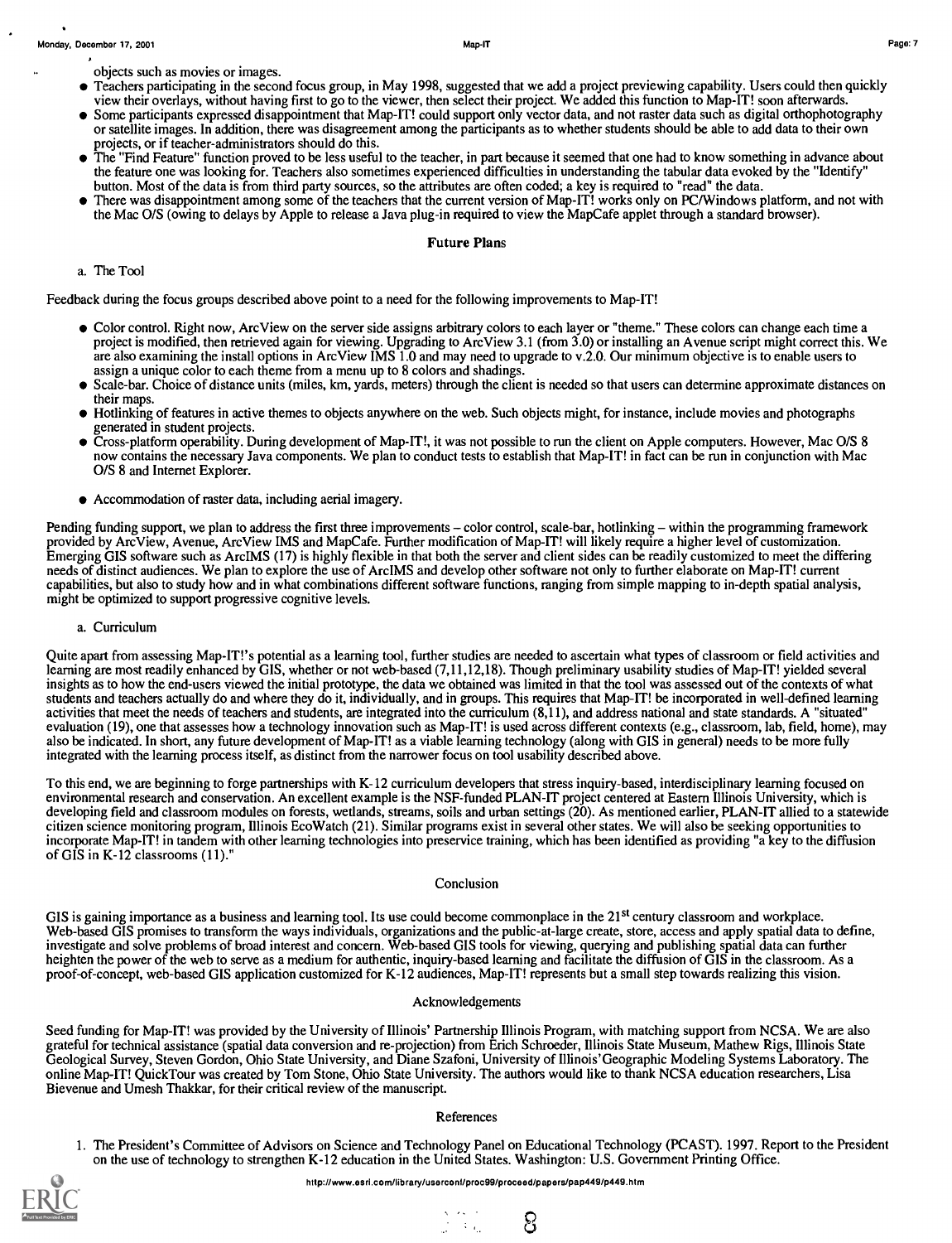objects such as movies or images.

- Teachers participating in the second focus group, in May 1998, suggested that we add a project previewing capability. Users could then quickly view their overlays, without having first to go to the viewer, then select their project. We added this function to Map-IT! soon afterwards.
- Some participants expressed disappointment that Map-IT! could support only vector data, and not raster data such as digital orthophotography or satellite images. In addition, there was disagreement among the participants as to whether students should be able to add data to their own projects, or if teacher-administrators should do this.
- The "Find Feature" function proved to be less useful to the teacher, in part because it seemed that one had to know something in advance about the feature one was looking for. Teachers also sometimes experienced difficulties in understanding the tabular data evoked by the "Identify" button. Most of the data is from third party sources, so the attributes are often coded; a key is required to "read" the data.
- There was disappointment among some of the teachers that the current version of Map-IT! works only on PC/Windows platform, and not with the Mac O/S (owing to delays by Apple to release a Java plug-in required to view the MapCafe applet through a standard browser).

## Future Plans

a. The Tool

Feedback during the focus groups described above point to a need for the following improvements to Map-IT!

- Color control. Right now, ArcView on the server side assigns arbitrary colors to each layer or "theme." These colors can change each time a project is modified, then retrieved again for viewing. Upgrading to ArcView 3.1 (from 3.0) or installing an Avenue script might correct this. We are also examining the install options in ArcView IMS 1.0 and may need to upgrade to v.2.0. Our minimum objective is to enable users to assign a unique color to each theme from a menu up to 8 colors and shadings.
- Scale-bar. Choice of distance units (miles, km, yards, meters) through the client is needed so that users can determine approximate distances on their maps.
- Hotlinking of features in active themes to objects anywhere on the web. Such objects might, for instance, include movies and photographs generated in student projects.
- Cross-platform operability. During development of Map-IT!, it was not possible to run the client on Apple computers. However, Mac O/S 8 now contains the necessary Java components. We plan to conduct tests to establish that Map-IT! in fact can be run in conjunction with Mac O/S 8 and Internet Explorer.
- Accommodation of raster data, including aerial imagery.

Pending funding support, we plan to address the first three improvements – color control, scale-bar, hotlinking – within the programming framework provided by ArcView, Avenue, ArcView IMS and MapCafe. Further modification of Map-IT! will likely require a higher level of customization. Emerging GIS software such as ArcIMS (17) is highly flexible in that both the server and client sides can be readily customized to meet the differing needs of distinct audiences. We plan to explore the use of ArcIMS and develop other software not only to further elaborate on Map-IT! current capabilities, but also to study how and in what combinations different software functions, ranging from simple mapping to in-depth spatial analysis, might be optimized to support progressive cognitive levels.

a. Curriculum

Quite apart from assessing Map-IT!'s potential as a learning tool, further studies are needed to ascertain what types of classroom or field activities and learning are most readily enhanced by GIS, whether or not web-based (7,11,12,18). Though preliminary usability studies of Map-IT! yielded several insights as to how the end-users viewed the initial prototype, the data we obtained was limited in that the tool was assessed out of the contexts of what students and teachers actually do and where they do it, individually, and in groups. This requires that Map-IT! be incorporated in well-defined learning activities that meet the needs of teachers and students, are integrated into the curriculum (8,11), and address national and state standards. A "situated" evaluation (19), one that assesses how a technology innovation such as Map-IT! is used across different contexts (e.g., classroom, lab, field, home), may also be indicated. In short, any future development of Map-IT! as a viable learning technology (along with GIS in general) needs to be more fully integrated with the learning process itself, as distinct from the narrower focus on tool usability described above.

To this end, we are beginning to forge partnerships with K-12 curriculum developers that stress inquiry-based, interdisciplinary learning focused on environmental research and conservation. An excellent example is the NSF-funded PLAN-IT project centered at Eastern Illinois University, which is developing field and classroom modules on forests, wetlands, streams, soils and urban settings (20). As mentioned earlier, PLAN-IT allied to a statewide citizen science monitoring program, Illinois EcoWatch (21). Similar programs exist in several other states. We will also be seeking opportunities to incorporate Map-IT! in tandem with other learning technologies into preservice training, which has been identified as providing "a key to the diffusion of GIS in K-12 classrooms (11)."

## Conclusion

GIS is gaining importance as a business and learning tool. Its use could become commonplace in the 21st century classroom and workplace. Web-based GIS promises to transform the ways individuals, organizations and the public-at-large create, store, access and apply spatial data to define, investigate and solve problems of broad interest and concern. Web-based GIS tools for viewing, querying and publishing spatial data can further heighten the power of the web to serve as a medium for authentic, inquiry-based learning and facilitate the diffusion of GIS in the classroom. As a proof-of-concept, web-based GIS application customized for K-12 audiences, Map-IT! represents but a small step towards realizing this vision.

## Acknowledgements

Seed funding for Map-IT! was provided by the University of Illinois' Partnership Illinois Program, with matching support from NCSA. We are also grateful for technical assistance (spatial data conversion and re-projection) from Erich Schroeder, Illinois State Museum, Mathew Rigs, Illinois State Geological Survey, Steven Gordon, Ohio State University, and Diane Szafoni, University of Illinois'Geographic Modeling Systems Laboratory. The online Map-IT! QuickTour was created by Tom Stone, Ohio State University. The authors would like to thank NCSA education researchers, Lisa Bievenue and Umesh Thakkar, for their critical review of the manuscript.

## References

1. The President's Committee of Advisors on Science and Technology Panel on Educational Technology (PCAST). 1997. Report to the President on the use of technology to strengthen K-12 education in the United States. Washington: U.S. Government Printing Office.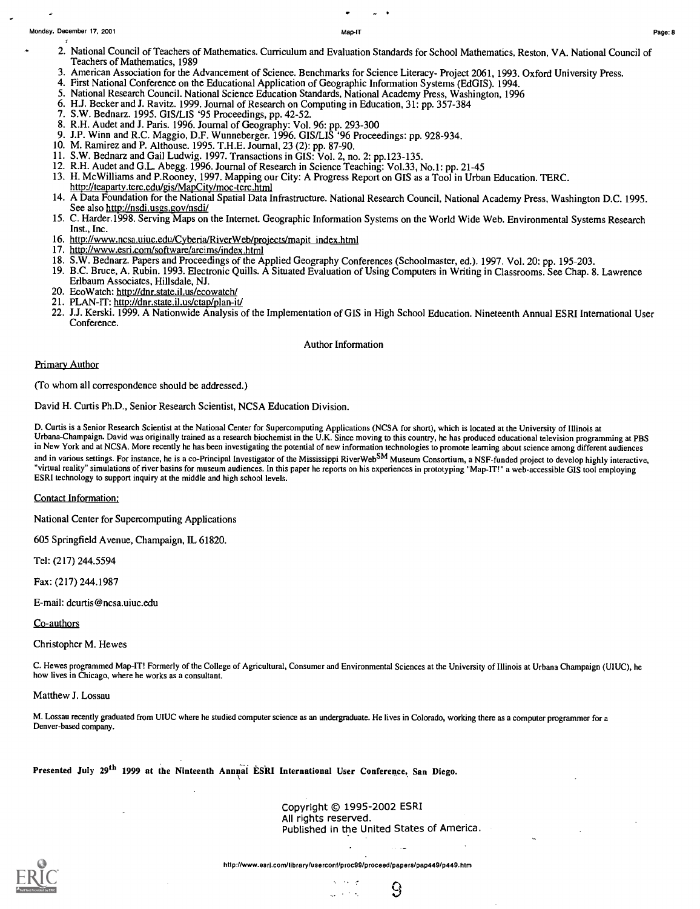2. National Council of Teachers of Mathematics. Curriculum and Evaluation Standards for School Mathematics, Reston, VA. National Council of Teachers of Mathematics, 1989
3. American Association for the Advancement of Science. Benchmarks for Science Literacy- Project 2061, 1993. Oxford University Press.
4. First National Conference on the Educational Application of Geographic Information Systems (EdGIS). 1994.
5. National Research Council. National Science Education Standards, National Academy Press, Washington, 1996
6. H.J. Becker and J. Ravitz. 1999. Journal of Research on Computing in Education, 31: pp. 357-384
7. S.W. Bednarz. 1995. GIS/LIS '95 Proceedings, pp. 42-52.
8. R.H. Audet and J. Paris. 1996. Journal of Geography: Vol. 96: pp. 293-300
9. J.P. Winn and R.C. Maggio, D.F. Wunneberger. 1996. GIS/LIS '96 Proceedings: pp. 928-934.
10. M. Ramirez and P. Althouse. 1995. T.H.E. Journal, 23 (2): pp. 87-90.
11. S.W. Bednarz and Gail Ludwig. 1997. Transactions in GIS: Vol. 2, no. 2: pp.123-135.
12. R.H. Audet and G.L. Abegg. 1996. Journal of Research in Science Teaching: Vol.33, No.1: pp. 21-45
13. H. McWilliams and P.Rooney, 1997. Mapping our City: A Progress Report on GIS as a Tool in Urban Education. TERC. http://teaparty.terc.edu/gis/MapCity/moc-terc.html
14. A Data Foundation for the National Spatial Data Infrastructure. National Research Council, National Academy Press, Washington D.C. 1995. See also http://nsdi.usgs.gov/nsdi/
15. C. Harder.1998. Serving Maps on the Internet. Geographic Information Systems on the World Wide Web. Environmental Systems Research Inst., Inc.
16. http://www.ncsa.uiuc.edu/Cyberia/RiverWeb/projects/mapit_index.html
17. http://www.esri.com/software/arcims/index.html
18. S.W. Bednarz. Papers and Proceedings of the Applied Geography Conferences (Schoolmaster, ed.). 1997. Vol. 20: pp. 195-203.
19. B.C. Bruce, A. Rubin. 1993. Electronic Quills. A Situated Evaluation of Using Computers in Writing in Classrooms. See Chap. 8. Lawrence Erlbaum Associates, Hillsdale, NJ.
20. EcoWatch: http://dnr.state.il.us/ecowatch/
21. PLAN-IT: http://dnr.state.il.us/ctap/plan-it/
22. J.J. Kerski. 1999. A Nationwide Analysis of the Implementation of GIS in High School Education. Nineteenth Annual ESRI International User Conference.

## Author Information

Primary Author

(To whom all correspondence should be addressed.)

David H. Curtis Ph.D., Senior Research Scientist, NCSA Education Division.

D. Curtis is a Senior Research Scientist at the National Center for Supercomputing Applications (NCSA for short), which is located at the University of Illinois at Urbana-Champaign. David was originally trained as a research biochemist in the U.K. Since moving to this country, he has produced educational television programming at PBS in New York and at NCSA. More recently he has been investigating the potential of new information technologies to promote learning about science among different audiences and in various settings. For instance, he is a co-Principal Investigator of the Mississippi RiverWeb[SM] Museum Consortium, a NSF-funded project to develop highly interactive, "virtual reality" simulations of river basins for museum audiences. In this paper he reports on his experiences in prototyping "Map-IT!" a web-accessible GIS tool employing ESRI technology to support inquiry at the middle and high school levels.

Contact Information:

National Center for Supercomputing Applications

605 Springfield Avenue, Champaign, IL 61820.

Tel: (217) 244.5594

Fax: (217) 244.1987

E-mail: dcurtis@ncsa.uiuc.edu

Co-authors

Christopher M. Hewes

C. Hewes programmed Map-IT! Formerly of the College of Agricultural, Consumer and Environmental Sciences at the University of Illinois at Urbana Champaign (UIUC), he how lives in Chicago, where he works as a consultant.

Matthew J. Lossau

M. Lossau recently graduated from UIUC where he studied computer science as an undergraduate. He lives in Colorado, working there as a computer programmer for a Denver-based company.

**Presented July 29th 1999 at the Ninteenth Annual ESRI International User Conference, San Diego.**

Copyright © 1995-2002 ESRI
All rights reserved.
Published in the United States of America.

http://www.esri.com/library/userconf/proc99/proceed/papers/pap449/p449.htm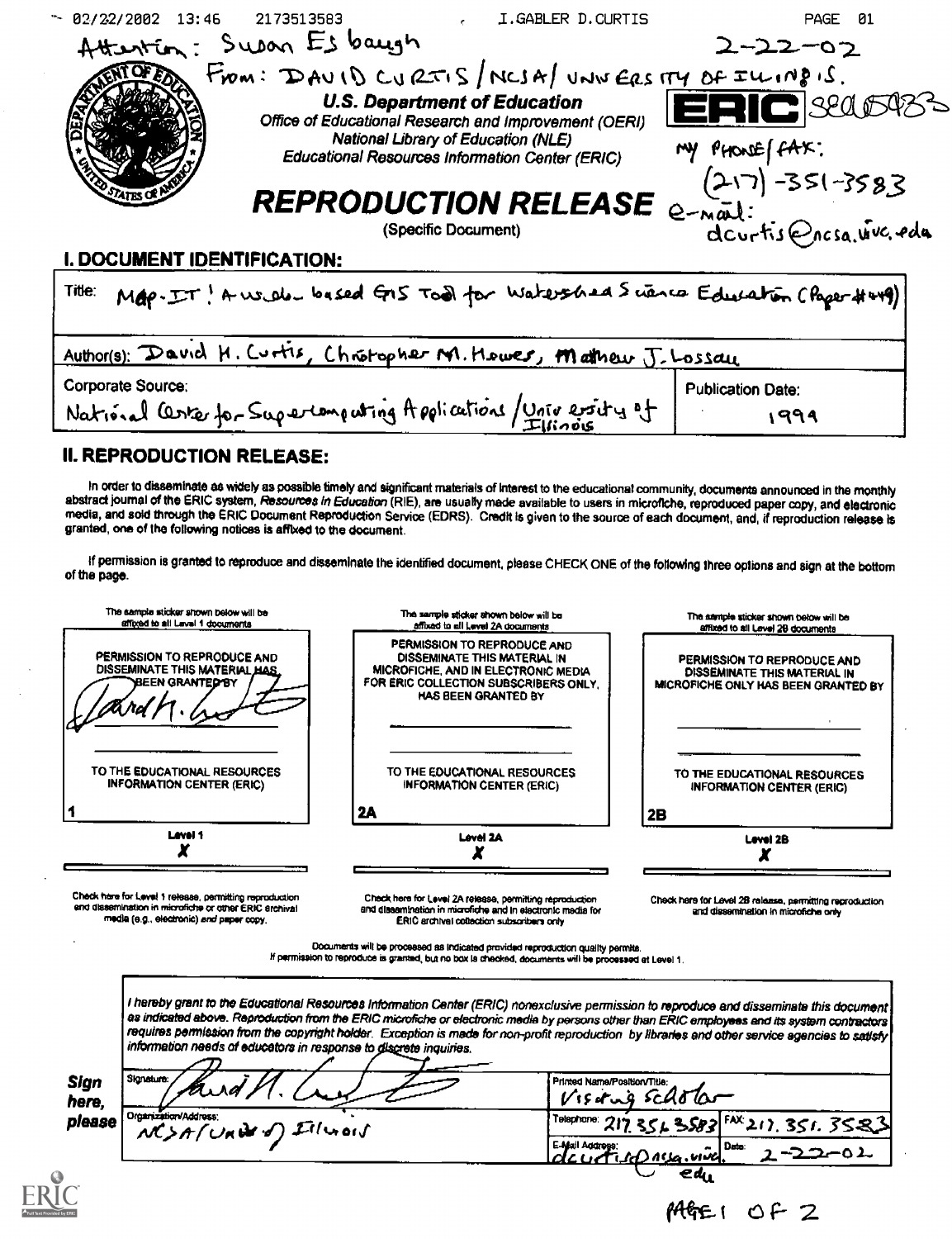Attention: Susan Esbaugh

2-22-02

From: DAVID CURTIS / NCSA / UNIVERSITY OF ILLINOIS.

**U.S. Department of Education**
*Office of Educational Research and Improvement (OERI)*
*National Library of Education (NLE)*
*Educational Resources Information Center (ERIC)*

ERIC SE065933

MY PHONE/FAX: (217)-351-3583
e-mail: dcurtis@ncsa.uiuc.edu

# REPRODUCTION RELEASE

(Specific Document)

## I. DOCUMENT IDENTIFICATION:

| | |
|---|---|
| Title: MAP-IT! A web-based GIS Tool for Watershed Science Education (Paper #449) | |
| Author(s): David H. Curtis, Christopher M. Howes, Mathew J. Lossau | |
| Corporate Source: National Center for Supercomputing Applications / University of Illinois | Publication Date: 1999 |

## II. REPRODUCTION RELEASE:

In order to disseminate as widely as possible timely and significant materials of interest to the educational community, documents announced in the monthly abstract journal of the ERIC system, *Resources in Education* (RIE), are usually made available to users in microfiche, reproduced paper copy, and electronic media, and sold through the ERIC Document Reproduction Service (EDRS). Credit is given to the source of each document, and, if reproduction release is granted, one of the following notices is affixed to the document.

If permission is granted to reproduce and disseminate the identified document, please CHECK ONE of the following three options and sign at the bottom of the page.

| The sample sticker shown below will be affixed to all Level 1 documents | The sample sticker shown below will be affixed to all Level 2A documents | The sample sticker shown below will be affixed to all Level 2B documents |
|---|---|---|
| PERMISSION TO REPRODUCE AND DISSEMINATE THIS MATERIAL HAS BEEN GRANTED BY [signature] TO THE EDUCATIONAL RESOURCES INFORMATION CENTER (ERIC) | PERMISSION TO REPRODUCE AND DISSEMINATE THIS MATERIAL IN MICROFICHE, AND IN ELECTRONIC MEDIA FOR ERIC COLLECTION SUBSCRIBERS ONLY, HAS BEEN GRANTED BY TO THE EDUCATIONAL RESOURCES INFORMATION CENTER (ERIC) | PERMISSION TO REPRODUCE AND DISSEMINATE THIS MATERIAL IN MICROFICHE ONLY HAS BEEN GRANTED BY TO THE EDUCATIONAL RESOURCES INFORMATION CENTER (ERIC) |
| 1 | 2A | 2B |
| Level 1 X | Level 2A X | Level 2B X |
| Check here for Level 1 release, permitting reproduction and dissemination in microfiche or other ERIC archival media (e.g., electronic) *and* paper copy. | Check here for Level 2A release, permitting reproduction and dissemination in microfiche and in electronic media for ERIC archival collection subscribers only | Check here for Level 2B release, permitting reproduction and dissemination in microfiche only |

Documents will be processed as indicated provided reproduction quality permits.
If permission to reproduce is granted, but no box is checked, documents will be processed at Level 1.

*I hereby grant to the Educational Resources Information Center (ERIC) nonexclusive permission to reproduce and disseminate this document as indicated above. Reproduction from the ERIC microfiche or electronic media by persons other than ERIC employees and its system contractors requires permission from the copyright holder. Exception is made for non-profit reproduction by libraries and other service agencies to satisfy information needs of educators in response to discrete inquiries.*

**Sign here, please**

| | |
|---|---|
| Signature: [signature] | Printed Name/Position/Title: Visiting Scholar |
| Organization/Address: NCSA / Univ of Illinois | Telephone: 217.351.3583 FAX: 217.351.3583 |
| | E-Mail Address: dcurtis@ncsa.uiuc.edu Date: 2-22-02 |

PAGE 1 OF 2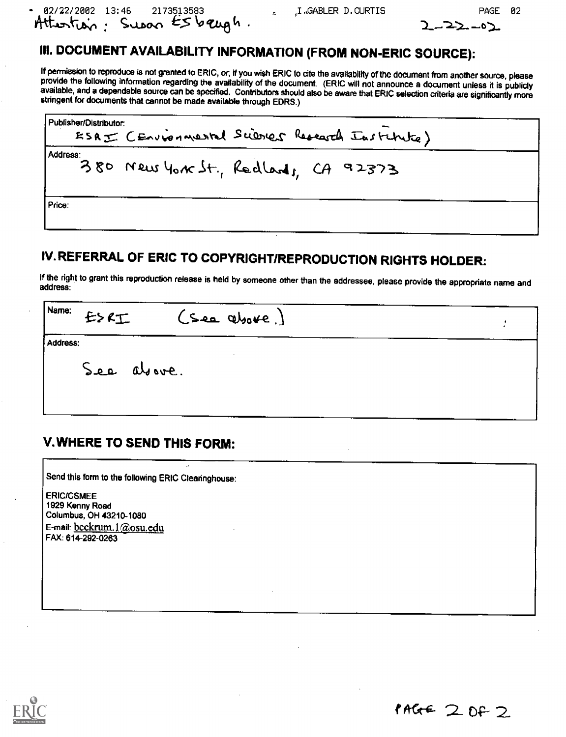02/22/2002 13:46 2173513583 I.GABLER D.CURTIS PAGE 02

Attention: Susan Esbaugh. 2-22-02

## III. DOCUMENT AVAILABILITY INFORMATION (FROM NON-ERIC SOURCE):

If permission to reproduce is not granted to ERIC, *or*, if you wish ERIC to cite the availability of the document from another source, please provide the following information regarding the availability of the document. (ERIC will not announce a document unless it is publicly available, and a dependable source can be specified. Contributors should also be aware that ERIC selection criteria are significantly more stringent for documents that cannot be made available through EDRS.)

Publisher/Distributor: ESRI (Environmental Sciences Research Institute)

Address: 380 New York St., Redlands, CA 92373

Price:

## IV. REFERRAL OF ERIC TO COPYRIGHT/REPRODUCTION RIGHTS HOLDER:

If the right to grant this reproduction release is held by someone other than the addressee, please provide the appropriate name and address:

Name: ESRI (See above.)

Address: See above.

## V. WHERE TO SEND THIS FORM:

Send this form to the following ERIC Clearinghouse:

ERIC/CSMEE
1929 Kenny Road
Columbus, OH 43210-1080
E-mail: beckrum.1@osu.edu
FAX: 614-292-0263

PAGE 2 OF 2